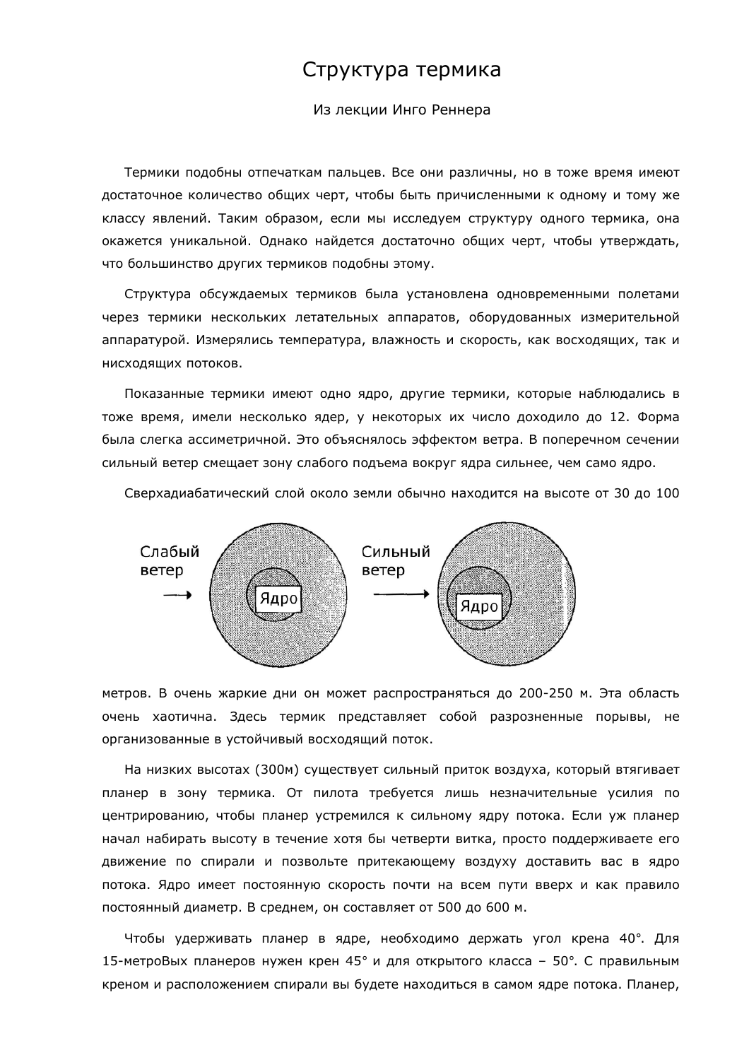# Структура термика

Из лекции Инго Реннера

Термики подобны отпечаткам пальцев. Все они различны, но в тоже время имеют достаточное количество общих черт, чтобы быть причисленными к одному и тому же классу явлений. Таким образом, если мы исследуем структуру одного термика, она окажется уникальной. Однако найдется достаточно общих черт, чтобы утверждать, что большинство других термиков подобны этому.

Структура обсуждаемых термиков была установлена одновременными полетами через термики нескольких летательных аппаратов, оборудованных измерительной аппаратурой. Измерялись температура, влажность и скорость, как восходящих, так и нисходящих потоков.

Показанные термики имеют одно ядро, другие термики, которые наблюдались в тоже время, имели несколько ядер, у некоторых их число доходило до 12. Форма была слегка ассиметричной. Это объяснялось эффектом ветра. В поперечном сечении сильный ветер смещает зону слабого подъема вокруг ядра сильнее, чем само ядро.

Сверхадиабатический слой около земли обычно находится на высоте от 30 до 100

Слабый ветер → Ядро    Сильный ветер → Ядро

метров. В очень жаркие дни он может распространяться до 200-250 м. Эта область очень хаотична. Здесь термик представляет собой разрозненные порывы, не организованные в устойчивый восходящий поток.

На низких высотах (300м) существует сильный приток воздуха, который втягивает планер в зону термика. От пилота требуется лишь незначительные усилия по центрированию, чтобы планер устремился к сильному ядру потока. Если уж планер начал набирать высоту в течение хотя бы четверти витка, просто поддерживаете его движение по спирали и позвольте притекающему воздуху доставить вас в ядро потока. Ядро имеет постоянную скорость почти на всем пути вверх и как правило постоянный диаметр. В среднем, он составляет от 500 до 600 м.

Чтобы удерживать планер в ядре, необходимо держать угол крена 40°. Для 15-метроВых планеров нужен крен 45° и для открытого класса – 50°. С правильным креном и расположением спирали вы будете находиться в самом ядре потока. Планер,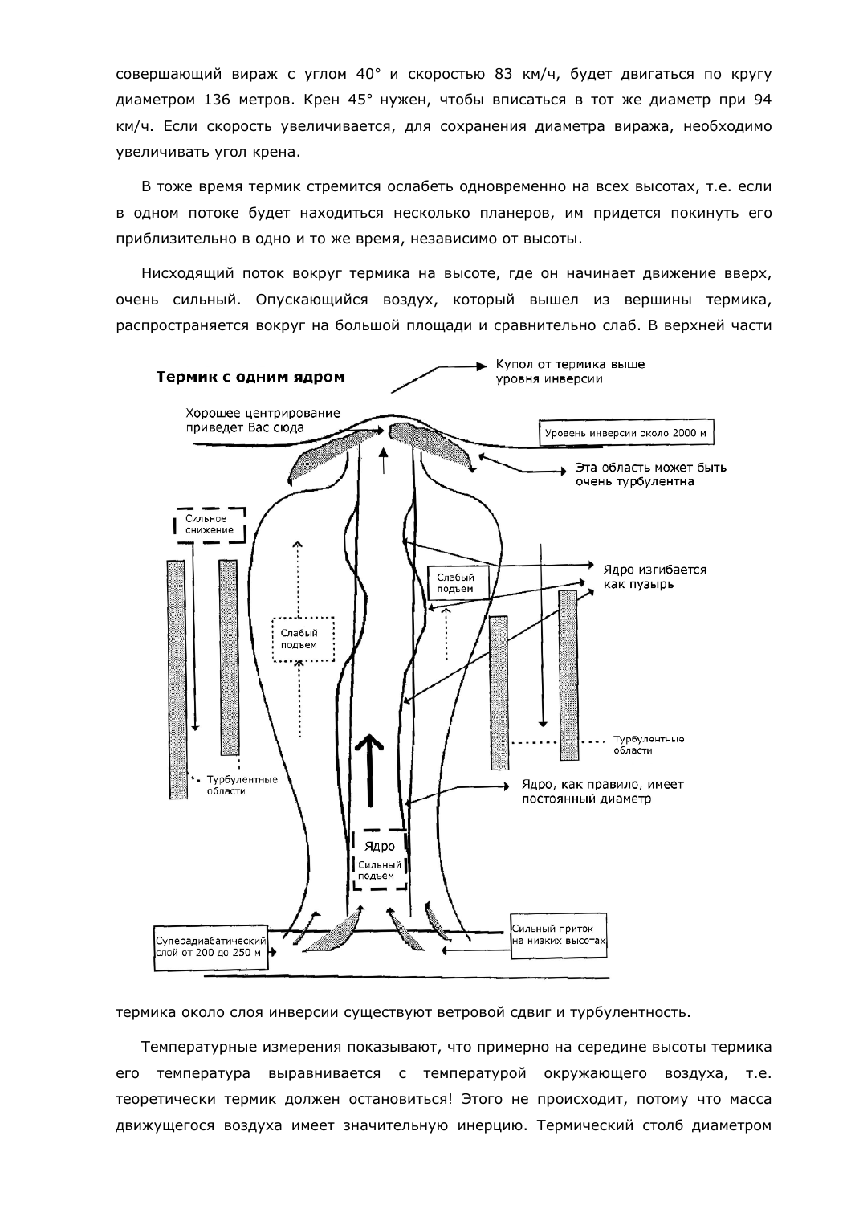совершающий вираж с углом 40° и скоростью 83 км/ч, будет двигаться по кругу диаметром 136 метров. Крен 45° нужен, чтобы вписаться в тот же диаметр при 94 км/ч. Если скорость увеличивается, для сохранения диаметра виража, необходимо увеличивать угол крена.

В тоже время термик стремится ослабеть одновременно на всех высотах, т.е. если в одном потоке будет находиться несколько планеров, им придется покинуть его приблизительно в одно и то же время, независимо от высоты.

Нисходящий поток вокруг термика на высоте, где он начинает движение вверх, очень сильный. Опускающийся воздух, который вышел из вершины термика, распространяется вокруг на большой площади и сравнительно слаб. В верхней части

**Термик с одним ядром**

Купол от термика выше уровня инверсии

Хорошее центрирование приведет Вас сюда

Уровень инверсии около 2000 м

Эта область может быть очень турбулентна

Сильное снижение

Слабый подъем

Слабый подъем

Ядро изгибается как пузырь

Турбулентные области

Турбулентные области

Ядро, как правило, имеет постоянный диаметр

Ядро

Сильный подъем

Супера­диабатический слой от 200 до 250 м

Сильный приток на низких высотах

термика около слоя инверсии существуют ветровой сдвиг и турбулентность.

Температурные измерения показывают, что примерно на середине высоты термика его температура выравнивается с температурой окружающего воздуха, т.е. теоретически термик должен остановиться! Этого не происходит, потому что масса движущегося воздуха имеет значительную инерцию. Термический столб диаметром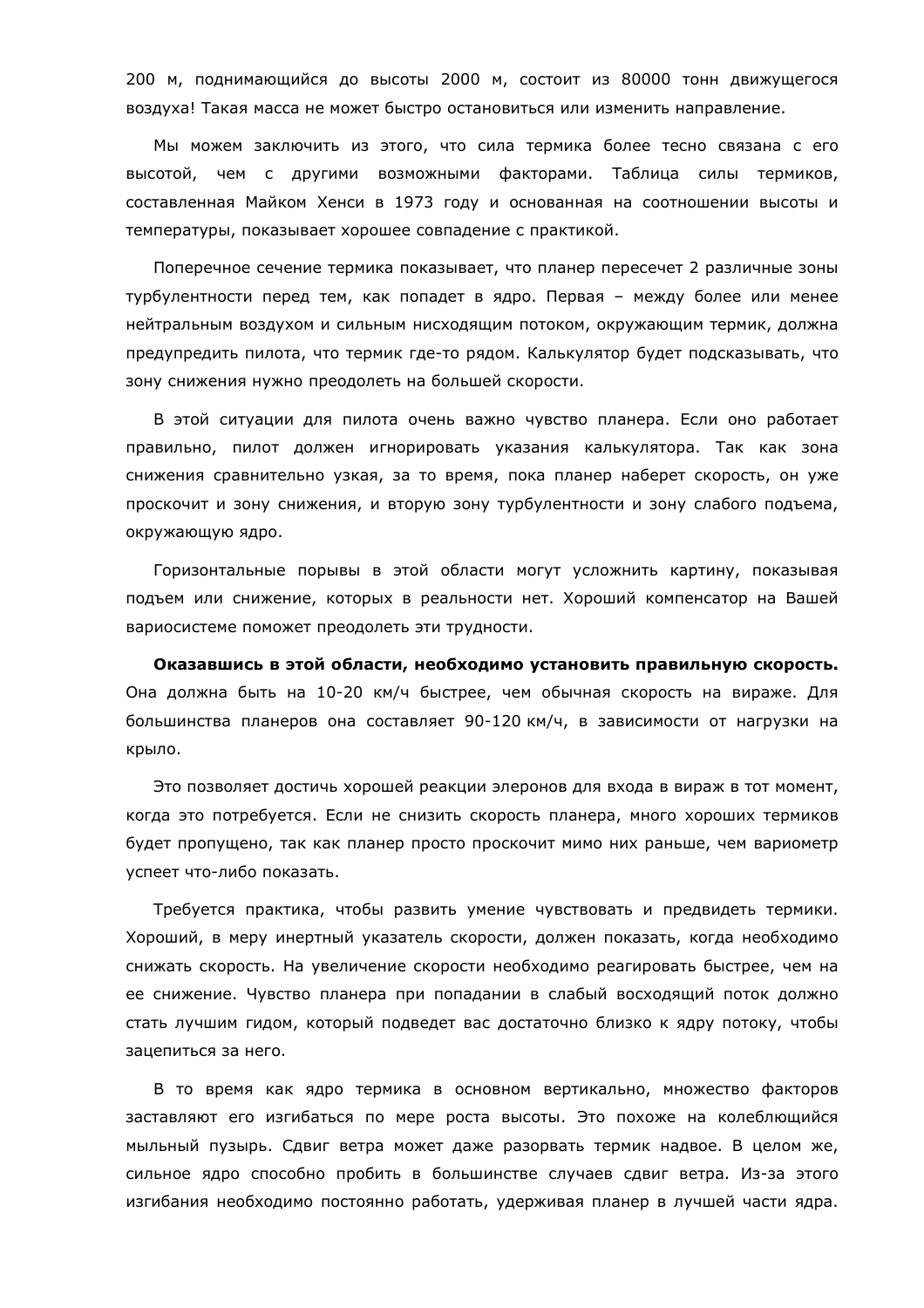200 м, поднимающийся до высоты 2000 м, состоит из 80000 тонн движущегося воздуха! Такая масса не может быстро остановиться или изменить направление.

Мы можем заключить из этого, что сила термика более тесно связана с его высотой, чем с другими возможными факторами. Таблица силы термиков, составленная Майком Хенси в 1973 году и основанная на соотношении высоты и температуры, показывает хорошее совпадение с практикой.

Поперечное сечение термика показывает, что планер пересечет 2 различные зоны турбулентности перед тем, как попадет в ядро. Первая – между более или менее нейтральным воздухом и сильным нисходящим потоком, окружающим термик, должна предупредить пилота, что термик где-то рядом. Калькулятор будет подсказывать, что зону снижения нужно преодолеть на большей скорости.

В этой ситуации для пилота очень важно чувство планера. Если оно работает правильно, пилот должен игнорировать указания калькулятора. Так как зона снижения сравнительно узкая, за то время, пока планер наберет скорость, он уже проскочит и зону снижения, и вторую зону турбулентности и зону слабого подъема, окружающую ядро.

Горизонтальные порывы в этой области могут усложнить картину, показывая подъем или снижение, которых в реальности нет. Хороший компенсатор на Вашей вариосистеме поможет преодолеть эти трудности.

**Оказавшись в этой области, необходимо установить правильную скорость.** Она должна быть на 10-20 км/ч быстрее, чем обычная скорость на вираже. Для большинства планеров она составляет 90-120 км/ч, в зависимости от нагрузки на крыло.

Это позволяет достичь хорошей реакции элеронов для входа в вираж в тот момент, когда это потребуется. Если не снизить скорость планера, много хороших термиков будет пропущено, так как планер просто проскочит мимо них раньше, чем вариометр успеет что-либо показать.

Требуется практика, чтобы развить умение чувствовать и предвидеть термики. Хороший, в меру инертный указатель скорости, должен показать, когда необходимо снижать скорость. На увеличение скорости необходимо реагировать быстрее, чем на ее снижение. Чувство планера при попадании в слабый восходящий поток должно стать лучшим гидом, который подведет вас достаточно близко к ядру потоку, чтобы зацепиться за него.

В то время как ядро термика в основном вертикально, множество факторов заставляют его изгибаться по мере роста высоты. Это похоже на колеблющийся мыльный пузырь. Сдвиг ветра может даже разорвать термик надвое. В целом же, сильное ядро способно пробить в большинстве случаев сдвиг ветра. Из-за этого изгибания необходимо постоянно работать, удерживая планер в лучшей части ядра.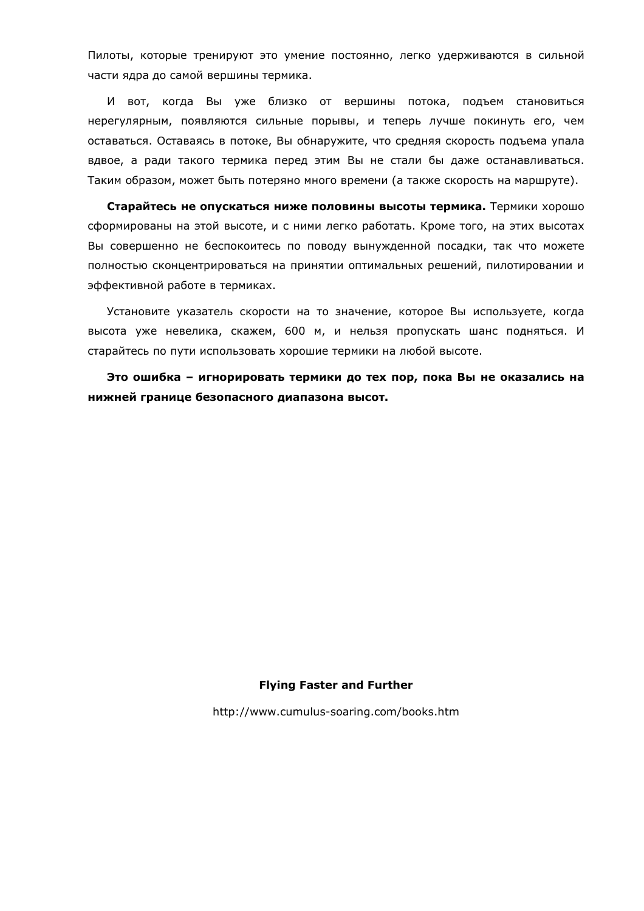Пилоты, которые тренируют это умение постоянно, легко удерживаются в сильной части ядра до самой вершины термика.

И вот, когда Вы уже близко от вершины потока, подъем становиться нерегулярным, появляются сильные порывы, и теперь лучше покинуть его, чем оставаться. Оставаясь в потоке, Вы обнаружите, что средняя скорость подъема упала вдвое, а ради такого термика перед этим Вы не стали бы даже останавливаться. Таким образом, может быть потеряно много времени (а также скорость на маршруте).

**Старайтесь не опускаться ниже половины высоты термика.** Термики хорошо сформированы на этой высоте, и с ними легко работать. Кроме того, на этих высотах Вы совершенно не беспокоитесь по поводу вынужденной посадки, так что можете полностью сконцентрироваться на принятии оптимальных решений, пилотировании и эффективной работе в термиках.

Установите указатель скорости на то значение, которое Вы используете, когда высота уже невелика, скажем, 600 м, и нельзя пропускать шанс подняться. И старайтесь по пути использовать хорошие термики на любой высоте.

**Это ошибка – игнорировать термики до тех пор, пока Вы не оказались на нижней границе безопасного диапазона высот.**

**Flying Faster and Further**

http://www.cumulus-soaring.com/books.htm